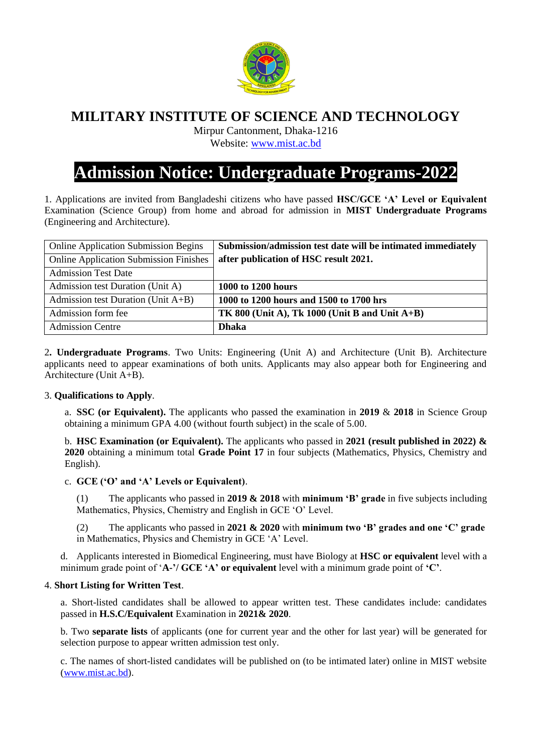# MILITARY INSTITUTE OF SCIENCE AND TECHNOLOGY

Mirpur Cantonment, Dhaka-1216
Website: www.mist.ac.bd

# Admission Notice: Undergraduate Programs-2022

1. Applications are invited from Bangladeshi citizens who have passed **HSC/GCE 'A' Level or Equivalent** Examination (Science Group) from home and abroad for admission in **MIST Undergraduate Programs** (Engineering and Architecture).

| | |
|---|---|
| Online Application Submission Begins | **Submission/admission test date will be intimated immediately after publication of HSC result 2021.** |
| Online Application Submission Finishes | |
| Admission Test Date | |
| Admission test Duration (Unit A) | **1000 to 1200 hours** |
| Admission test Duration (Unit A+B) | **1000 to 1200 hours and 1500 to 1700 hrs** |
| Admission form fee | **TK 800 (Unit A), Tk 1000 (Unit B and Unit A+B)** |
| Admission Centre | **Dhaka** |

2**. Undergraduate Programs**. Two Units: Engineering (Unit A) and Architecture (Unit B). Architecture applicants need to appear examinations of both units. Applicants may also appear both for Engineering and Architecture (Unit A+B).

3. **Qualifications to Apply**.

a. **SSC (or Equivalent).** The applicants who passed the examination in **2019** & **2018** in Science Group obtaining a minimum GPA 4.00 (without fourth subject) in the scale of 5.00.

b. **HSC Examination (or Equivalent).** The applicants who passed in **2021 (result published in 2022) & 2020** obtaining a minimum total **Grade Point 17** in four subjects (Mathematics, Physics, Chemistry and English).

c. **GCE ('O' and 'A' Levels or Equivalent)**.

(1) The applicants who passed in **2019 & 2018** with **minimum 'B' grade** in five subjects including Mathematics, Physics, Chemistry and English in GCE 'O' Level.

(2) The applicants who passed in **2021 & 2020** with **minimum two 'B' grades and one 'C' grade** in Mathematics, Physics and Chemistry in GCE 'A' Level.

d. Applicants interested in Biomedical Engineering, must have Biology at **HSC or equivalent** level with a minimum grade point of '**A-'/ GCE 'A' or equivalent** level with a minimum grade point of **'C'**.

4. **Short Listing for Written Test**.

a. Short-listed candidates shall be allowed to appear written test. These candidates include: candidates passed in **H.S.C/Equivalent** Examination in **2021& 2020**.

b. Two **separate lists** of applicants (one for current year and the other for last year) will be generated for selection purpose to appear written admission test only.

c. The names of short-listed candidates will be published on (to be intimated later) online in MIST website (www.mist.ac.bd).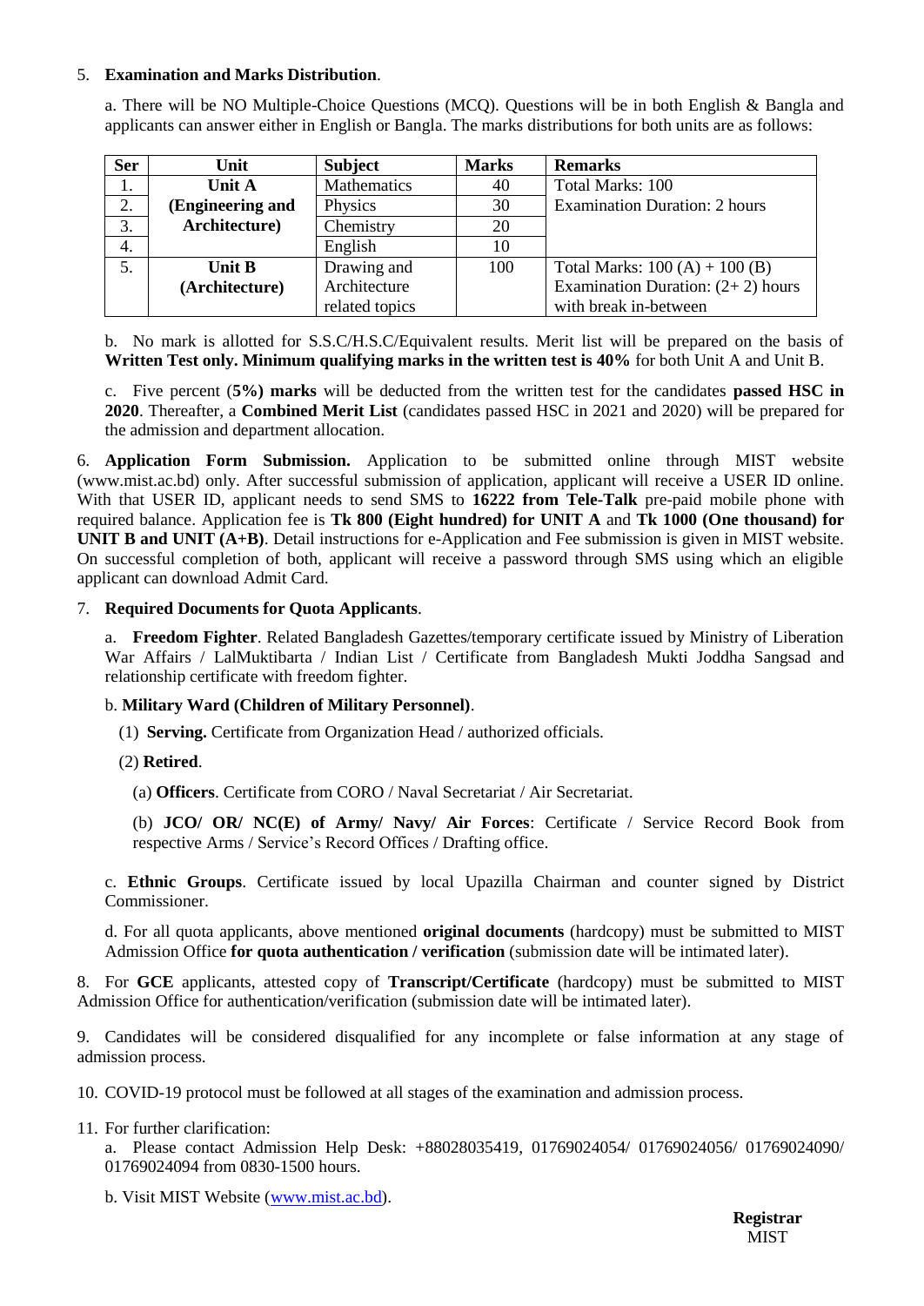5. **Examination and Marks Distribution**.

a. There will be NO Multiple-Choice Questions (MCQ). Questions will be in both English & Bangla and applicants can answer either in English or Bangla. The marks distributions for both units are as follows:

| Ser | Unit | Subject | Marks | Remarks |
|---|---|---|---|---|
| 1. | **Unit A (Engineering and Architecture)** | Mathematics | 40 | Total Marks: 100<br>Examination Duration: 2 hours |
| 2. | | Physics | 30 | |
| 3. | | Chemistry | 20 | |
| 4. | | English | 10 | |
| 5. | **Unit B (Architecture)** | Drawing and Architecture related topics | 100 | Total Marks: 100 (A) + 100 (B)<br>Examination Duration: (2+ 2) hours with break in-between |

b. No mark is allotted for S.S.C/H.S.C/Equivalent results. Merit list will be prepared on the basis of **Written Test only. Minimum qualifying marks in the written test is 40%** for both Unit A and Unit B.

c. Five percent (**5%) marks** will be deducted from the written test for the candidates **passed HSC in 2020**. Thereafter, a **Combined Merit List** (candidates passed HSC in 2021 and 2020) will be prepared for the admission and department allocation.

6. **Application Form Submission.** Application to be submitted online through MIST website (www.mist.ac.bd) only. After successful submission of application, applicant will receive a USER ID online. With that USER ID, applicant needs to send SMS to **16222 from Tele-Talk** pre-paid mobile phone with required balance. Application fee is **Tk 800 (Eight hundred) for UNIT A** and **Tk 1000 (One thousand) for UNIT B and UNIT (A+B)**. Detail instructions for e-Application and Fee submission is given in MIST website. On successful completion of both, applicant will receive a password through SMS using which an eligible applicant can download Admit Card.

7. **Required Documents for Quota Applicants**.

a. **Freedom Fighter**. Related Bangladesh Gazettes/temporary certificate issued by Ministry of Liberation War Affairs / LalMuktibarta / Indian List / Certificate from Bangladesh Mukti Joddha Sangsad and relationship certificate with freedom fighter.

b. **Military Ward (Children of Military Personnel)**.

(1) **Serving.** Certificate from Organization Head / authorized officials.

(2) **Retired**.

(a) **Officers**. Certificate from CORO / Naval Secretariat / Air Secretariat.

(b) **JCO/ OR/ NC(E) of Army/ Navy/ Air Forces**: Certificate / Service Record Book from respective Arms / Service's Record Offices / Drafting office.

c. **Ethnic Groups**. Certificate issued by local Upazilla Chairman and counter signed by District Commissioner.

d. For all quota applicants, above mentioned **original documents** (hardcopy) must be submitted to MIST Admission Office **for quota authentication / verification** (submission date will be intimated later).

8. For **GCE** applicants, attested copy of **Transcript/Certificate** (hardcopy) must be submitted to MIST Admission Office for authentication/verification (submission date will be intimated later).

9. Candidates will be considered disqualified for any incomplete or false information at any stage of admission process.

10. COVID-19 protocol must be followed at all stages of the examination and admission process.

11. For further clarification:

a. Please contact Admission Help Desk: +88028035419, 01769024054/ 01769024056/ 01769024090/ 01769024094 from 0830-1500 hours.

b. Visit MIST Website (www.mist.ac.bd).

**Registrar**
MIST